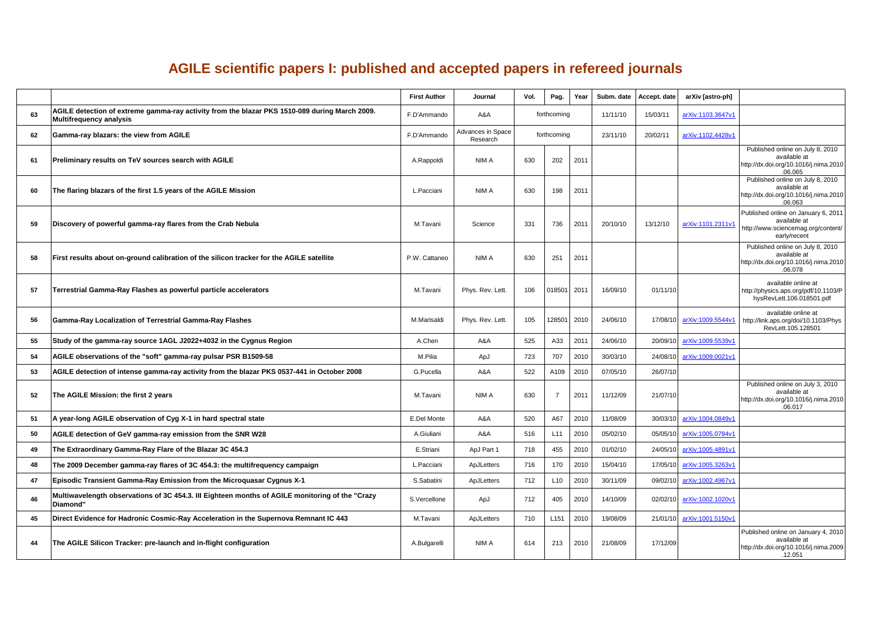# AGILE scientific papers I: published and accepted papers in refereed journals

| | | First Author | Journal | Vol. | Pag. | Year | Subm. date | Accept. date | arXiv [astro-ph] | |
|---|---|---|---|---|---|---|---|---|---|---|
| 63 | **AGILE detection of extreme gamma-ray activity from the blazar PKS 1510-089 during March 2009. Multifrequency analysis** | F.D'Ammando | A&A | forthcoming | | | 11/11/10 | 15/03/11 | arXiv:1103.3647v1 | |
| 62 | **Gamma-ray blazars: the view from AGILE** | F.D'Ammando | Advances in Space Research | forthcoming | | | 23/11/10 | 20/02/11 | arXiv:1102.4428v1 | |
| 61 | **Preliminary results on TeV sources search with AGILE** | A.Rappoldi | NIM A | 630 | 202 | 2011 | | | | Published online on July 8, 2010 available at http://dx.doi.org/10.1016/j.nima.2010.06.065 |
| 60 | **The flaring blazars of the first 1.5 years of the AGILE Mission** | L.Pacciani | NIM A | 630 | 198 | 2011 | | | | Published online on July 8, 2010 available at http://dx.doi.org/10.1016/j.nima.2010.06.063 |
| 59 | **Discovery of powerful gamma-ray flares from the Crab Nebula** | M.Tavani | Science | 331 | 736 | 2011 | 20/10/10 | 13/12/10 | arXiv:1101.2311v1 | Published online on January 6, 2011 available at http://www.sciencemag.org/content/early/recent |
| 58 | **First results about on-ground calibration of the silicon tracker for the AGILE satellite** | P.W. Cattaneo | NIM A | 630 | 251 | 2011 | | | | Published online on July 8, 2010 available at http://dx.doi.org/10.1016/j.nima.2010.06.078 |
| 57 | **Terrestrial Gamma-Ray Flashes as powerful particle accelerators** | M.Tavani | Phys. Rev. Lett. | 106 | 018501 | 2011 | 16/09/10 | 01/11/10 | | available online at http://physics.aps.org/pdf/10.1103/PhysRevLett.106.018501.pdf |
| 56 | **Gamma-Ray Localization of Terrestrial Gamma-Ray Flashes** | M.Marisaldi | Phys. Rev. Lett. | 105 | 128501 | 2010 | 24/06/10 | 17/08/10 | arXiv:1009.5544v1 | available online at http://link.aps.org/doi/10.1103/PhysRevLett.105.128501 |
| 55 | **Study of the gamma-ray source 1AGL J2022+4032 in the Cygnus Region** | A.Chen | A&A | 525 | A33 | 2011 | 24/06/10 | 20/09/10 | arXiv:1009.5539v1 | |
| 54 | **AGILE observations of the "soft" gamma-ray pulsar PSR B1509-58** | M.Pilia | ApJ | 723 | 707 | 2010 | 30/03/10 | 24/08/10 | arXiv:1009.0021v1 | |
| 53 | **AGILE detection of intense gamma-ray activity from the blazar PKS 0537-441 in October 2008** | G.Pucella | A&A | 522 | A109 | 2010 | 07/05/10 | 26/07/10 | | |
| 52 | **The AGILE Mission: the first 2 years** | M.Tavani | NIM A | 630 | 7 | 2011 | 11/12/09 | 21/07/10 | | Published online on July 3, 2010 available at http://dx.doi.org/10.1016/j.nima.2010.06.017 |
| 51 | **A year-long AGILE observation of Cyg X-1 in hard spectral state** | E.Del Monte | A&A | 520 | A67 | 2010 | 11/08/09 | 30/03/10 | arXiv:1004.0849v1 | |
| 50 | **AGILE detection of GeV gamma-ray emission from the SNR W28** | A.Giuliani | A&A | 516 | L11 | 2010 | 05/02/10 | 05/05/10 | arXiv:1005.0784v1 | |
| 49 | **The Extraordinary Gamma-Ray Flare of the Blazar 3C 454.3** | E.Striani | ApJ Part 1 | 718 | 455 | 2010 | 01/02/10 | 24/05/10 | arXiv:1005.4891v1 | |
| 48 | **The 2009 December gamma-ray flares of 3C 454.3: the multifrequency campaign** | L.Pacciani | ApJLetters | 716 | 170 | 2010 | 15/04/10 | 17/05/10 | arXiv:1005.3263v1 | |
| 47 | **Episodic Transient Gamma-Ray Emission from the Microquasar Cygnus X-1** | S.Sabatini | ApJLetters | 712 | L10 | 2010 | 30/11/09 | 09/02/10 | arXiv:1002.4967v1 | |
| 46 | **Multiwavelength observations of 3C 454.3. III Eighteen months of AGILE monitoring of the "Crazy Diamond"** | S.Vercellone | ApJ | 712 | 405 | 2010 | 14/10/09 | 02/02/10 | arXiv:1002.1020v1 | |
| 45 | **Direct Evidence for Hadronic Cosmic-Ray Acceleration in the Supernova Remnant IC 443** | M.Tavani | ApJLetters | 710 | L151 | 2010 | 19/08/09 | 21/01/10 | arXiv:1001.5150v1 | |
| 44 | **The AGILE Silicon Tracker: pre-launch and in-flight configuration** | A.Bulgarelli | NIM A | 614 | 213 | 2010 | 21/08/09 | 17/12/09 | | Published online on January 4, 2010 available at http://dx.doi.org/10.1016/j.nima.2009.12.051 |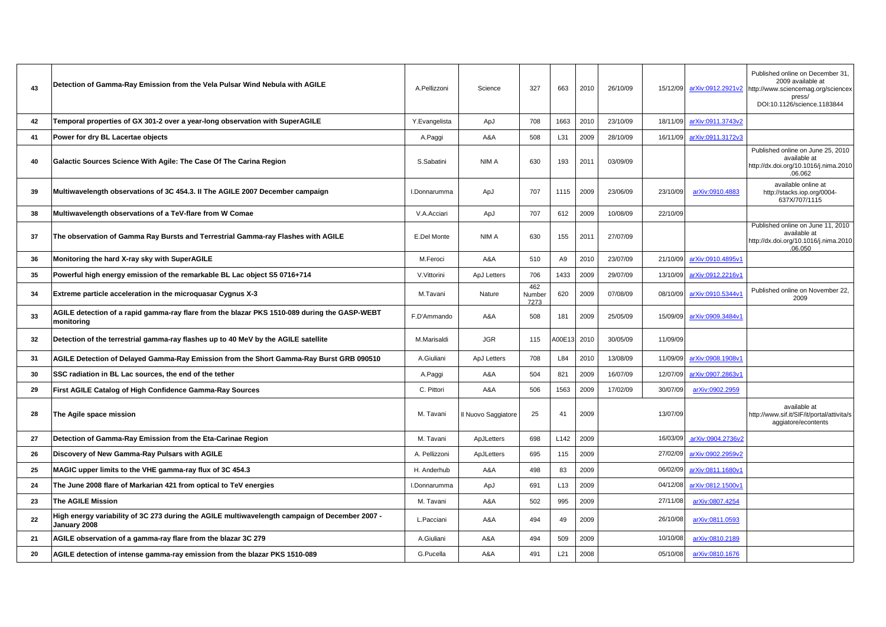| | | | | | | | | | | |
|---|---|---|---|---|---|---|---|---|---|---|
| 43 | Detection of Gamma-Ray Emission from the Vela Pulsar Wind Nebula with AGILE | A.Pellizzoni | Science | 327 | 663 | 2010 | 26/10/09 | 15/12/09 | arXiv:0912.2921v2 | Published online on December 31, 2009 available at http://www.sciencemag.org/sciencexpress/ DOI:10.1126/science.1183844 |
| 42 | Temporal properties of GX 301-2 over a year-long observation with SuperAGILE | Y.Evangelista | ApJ | 708 | 1663 | 2010 | 23/10/09 | 18/11/09 | arXiv:0911.3743v2 | |
| 41 | Power for dry BL Lacertae objects | A.Paggi | A&A | 508 | L31 | 2009 | 28/10/09 | 16/11/09 | arXiv:0911.3172v3 | |
| 40 | Galactic Sources Science With Agile: The Case Of The Carina Region | S.Sabatini | NIM A | 630 | 193 | 2011 | 03/09/09 | | | Published online on June 25, 2010 available at http://dx.doi.org/10.1016/j.nima.2010.06.062 |
| 39 | Multiwavelength observations of 3C 454.3. II The AGILE 2007 December campaign | I.Donnarumma | ApJ | 707 | 1115 | 2009 | 23/06/09 | 23/10/09 | arXiv:0910.4883 | available online at http://stacks.iop.org/0004-637X/707/1115 |
| 38 | Multiwavelength observations of a TeV-flare from W Comae | V.A.Acciari | ApJ | 707 | 612 | 2009 | 10/08/09 | 22/10/09 | | |
| 37 | The observation of Gamma Ray Bursts and Terrestrial Gamma-ray Flashes with AGILE | E.Del Monte | NIM A | 630 | 155 | 2011 | 27/07/09 | | | Published online on June 11, 2010 available at http://dx.doi.org/10.1016/j.nima.2010.06.050 |
| 36 | Monitoring the hard X-ray sky with SuperAGILE | M.Feroci | A&A | 510 | A9 | 2010 | 23/07/09 | 21/10/09 | arXiv:0910.4895v1 | |
| 35 | Powerful high energy emission of the remarkable BL Lac object S5 0716+714 | V.Vittorini | ApJ Letters | 706 | 1433 | 2009 | 29/07/09 | 13/10/09 | arXiv:0912.2216v1 | |
| 34 | Extreme particle acceleration in the microquasar Cygnus X-3 | M.Tavani | Nature | 462 Number 7273 | 620 | 2009 | 07/08/09 | 08/10/09 | arXiv:0910.5344v1 | Published online on November 22, 2009 |
| 33 | AGILE detection of a rapid gamma-ray flare from the blazar PKS 1510-089 during the GASP-WEBT monitoring | F.D'Ammando | A&A | 508 | 181 | 2009 | 25/05/09 | 15/09/09 | arXiv:0909.3484v1 | |
| 32 | Detection of the terrestrial gamma-ray flashes up to 40 MeV by the AGILE satellite | M.Marisaldi | JGR | 115 | A00E13 | 2010 | 30/05/09 | 11/09/09 | | |
| 31 | AGILE Detection of Delayed Gamma-Ray Emission from the Short Gamma-Ray Burst GRB 090510 | A.Giuliani | ApJ Letters | 708 | L84 | 2010 | 13/08/09 | 11/09/09 | arXiv:0908.1908v1 | |
| 30 | SSC radiation in BL Lac sources, the end of the tether | A.Paggi | A&A | 504 | 821 | 2009 | 16/07/09 | 12/07/09 | arXiv:0907.2863v1 | |
| 29 | First AGILE Catalog of High Confidence Gamma-Ray Sources | C. Pittori | A&A | 506 | 1563 | 2009 | 17/02/09 | 30/07/09 | arXiv:0902.2959 | |
| 28 | The Agile space mission | M. Tavani | Il Nuovo Saggiatore | 25 | 41 | 2009 | | 13/07/09 | | available at http://www.sif.it/SIF/it/portal/attivita/saggiatore/econtents |
| 27 | Detection of Gamma-Ray Emission from the Eta-Carinae Region | M. Tavani | ApJLetters | 698 | L142 | 2009 | | 16/03/09 | arXiv:0904.2736v2 | |
| 26 | Discovery of New Gamma-Ray Pulsars with AGILE | A. Pellizzoni | ApJLetters | 695 | 115 | 2009 | | 27/02/09 | arXiv:0902.2959v2 | |
| 25 | MAGIC upper limits to the VHE gamma-ray flux of 3C 454.3 | H. Anderhub | A&A | 498 | 83 | 2009 | | 06/02/09 | arXiv:0811.1680v1 | |
| 24 | The June 2008 flare of Markarian 421 from optical to TeV energies | I.Donnarumma | ApJ | 691 | L13 | 2009 | | 04/12/08 | arXiv:0812.1500v1 | |
| 23 | The AGILE Mission | M. Tavani | A&A | 502 | 995 | 2009 | | 27/11/08 | arXiv:0807.4254 | |
| 22 | High energy variability of 3C 273 during the AGILE multiwavelength campaign of December 2007 - January 2008 | L.Pacciani | A&A | 494 | 49 | 2009 | | 26/10/08 | arXiv:0811.0593 | |
| 21 | AGILE observation of a gamma-ray flare from the blazar 3C 279 | A.Giuliani | A&A | 494 | 509 | 2009 | | 10/10/08 | arXiv:0810.2189 | |
| 20 | AGILE detection of intense gamma-ray emission from the blazar PKS 1510-089 | G.Pucella | A&A | 491 | L21 | 2008 | | 05/10/08 | arXiv:0810.1676 | |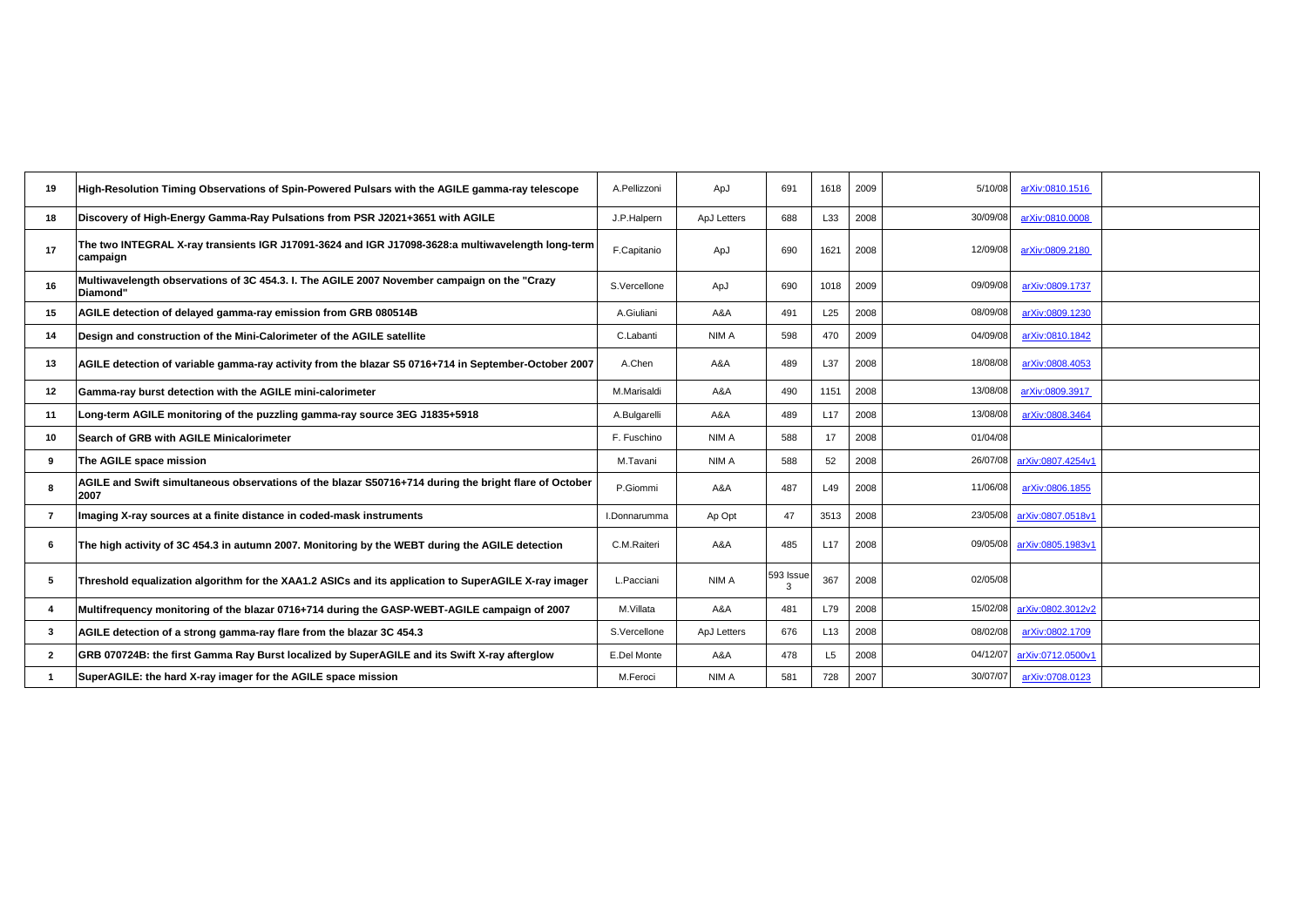| | | | | | | | | | |
|---|---|---|---|---|---|---|---|---|---|
| 19 | **High-Resolution Timing Observations of Spin-Powered Pulsars with the AGILE gamma-ray telescope** | A.Pellizzoni | ApJ | 691 | 1618 | 2009 | 5/10/08 | arXiv:0810.1516 | |
| 18 | **Discovery of High-Energy Gamma-Ray Pulsations from PSR J2021+3651 with AGILE** | J.P.Halpern | ApJ Letters | 688 | L33 | 2008 | 30/09/08 | arXiv:0810.0008 | |
| 17 | **The two INTEGRAL X-ray transients IGR J17091-3624 and IGR J17098-3628:a multiwavelength long-term campaign** | F.Capitanio | ApJ | 690 | 1621 | 2009 | 12/09/08 | arXiv:0809.2180 | |
| 16 | **Multiwavelength observations of 3C 454.3. I. The AGILE 2007 November campaign on the "Crazy Diamond"** | S.Vercellone | ApJ | 690 | 1018 | 2009 | 09/09/08 | arXiv:0809.1737 | |
| 15 | **AGILE detection of delayed gamma-ray emission from GRB 080514B** | A.Giuliani | A&A | 491 | L25 | 2008 | 08/09/08 | arXiv:0809.1230 | |
| 14 | **Design and construction of the Mini-Calorimeter of the AGILE satellite** | C.Labanti | NIM A | 598 | 470 | 2009 | 04/09/08 | arXiv:0810.1842 | |
| 13 | **AGILE detection of variable gamma-ray activity from the blazar S5 0716+714 in September-October 2007** | A.Chen | A&A | 489 | L37 | 2008 | 18/08/08 | arXiv:0808.4053 | |
| 12 | **Gamma-ray burst detection with the AGILE mini-calorimeter** | M.Marisaldi | A&A | 490 | 1151 | 2008 | 13/08/08 | arXiv:0809.3917 | |
| 11 | **Long-term AGILE monitoring of the puzzling gamma-ray source 3EG J1835+5918** | A.Bulgarelli | A&A | 489 | L17 | 2008 | 13/08/08 | arXiv:0808.3464 | |
| 10 | **Search of GRB with AGILE Minicalorimeter** | F. Fuschino | NIM A | 588 | 17 | 2008 | 01/04/08 | | |
| 9 | **The AGILE space mission** | M.Tavani | NIM A | 588 | 52 | 2008 | 26/07/08 | arXiv:0807.4254v1 | |
| 8 | **AGILE and Swift simultaneous observations of the blazar S50716+714 during the bright flare of October 2007** | P.Giommi | A&A | 487 | L49 | 2008 | 11/06/08 | arXiv:0806.1855 | |
| 7 | **Imaging X-ray sources at a finite distance in coded-mask instruments** | I.Donnarumma | Ap Opt | 47 | 3513 | 2008 | 23/05/08 | arXiv:0807.0518v1 | |
| 6 | **The high activity of 3C 454.3 in autumn 2007. Monitoring by the WEBT during the AGILE detection** | C.M.Raiteri | A&A | 485 | L17 | 2008 | 09/05/08 | arXiv:0805.1983v1 | |
| 5 | **Threshold equalization algorithm for the XAA1.2 ASICs and its application to SuperAGILE X-ray imager** | L.Pacciani | NIM A | 593 Issue 3 | 367 | 2008 | 02/05/08 | | |
| 4 | **Multifrequency monitoring of the blazar 0716+714 during the GASP-WEBT-AGILE campaign of 2007** | M.Villata | A&A | 481 | L79 | 2008 | 15/02/08 | arXiv:0802.3012v2 | |
| 3 | **AGILE detection of a strong gamma-ray flare from the blazar 3C 454.3** | S.Vercellone | ApJ Letters | 676 | L13 | 2008 | 08/02/08 | arXiv:0802.1709 | |
| 2 | **GRB 070724B: the first Gamma Ray Burst localized by SuperAGILE and its Swift X-ray afterglow** | E.Del Monte | A&A | 478 | L5 | 2008 | 04/12/07 | arXiv:0712.0500v1 | |
| 1 | **SuperAGILE: the hard X-ray imager for the AGILE space mission** | M.Feroci | NIM A | 581 | 728 | 2007 | 30/07/07 | arXiv:0708.0123 | |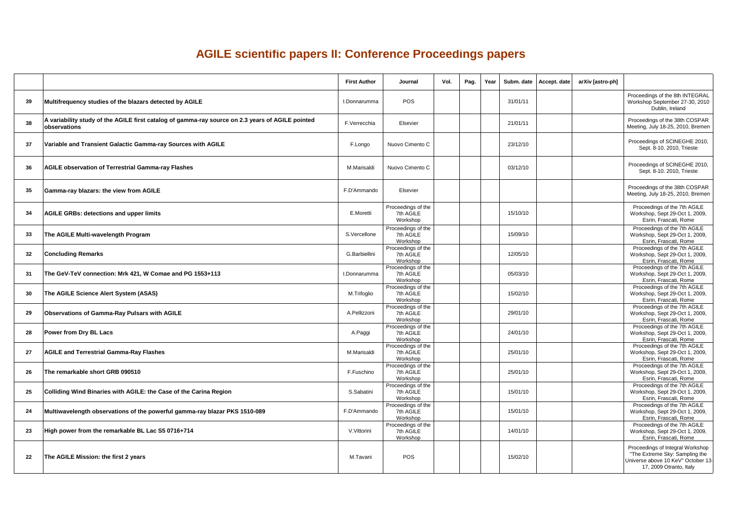# AGILE scientific papers II: Conference Proceedings papers

| | | First Author | Journal | Vol. | Pag. | Year | Subm. date | Accept. date | arXiv [astro-ph] | |
|---|---|---|---|---|---|---|---|---|---|---|
| 39 | **Multifrequency studies of the blazars detected by AGILE** | I.Donnarumma | POS | | | | 31/01/11 | | | Proceedings of the 8th INTEGRAL Workshop September 27-30, 2010 Dublin, Ireland |
| 38 | **A variability study of the AGILE first catalog of gamma-ray source on 2.3 years of AGILE pointed observations** | F.Verrecchia | Elsevier | | | | 21/01/11 | | | Proceedings of the 38th COSPAR Meeting, July 18-25, 2010, Bremen |
| 37 | **Variable and Transient Galactic Gamma-ray Sources with AGILE** | F.Longo | Nuovo Cimento C | | | | 23/12/10 | | | Proceedings of SCINEGHE 2010, Sept. 8-10. 2010, Trieste |
| 36 | **AGILE observation of Terrestrial Gamma-ray Flashes** | M.Marisaldi | Nuovo Cimento C | | | | 03/12/10 | | | Proceedings of SCINEGHE 2010, Sept. 8-10. 2010, Trieste |
| 35 | **Gamma-ray blazars: the view from AGILE** | F.D'Ammando | Elsevier | | | | | | | Proceedings of the 38th COSPAR Meeting, July 18-25, 2010, Bremen |
| 34 | **AGILE GRBs: detections and upper limits** | E.Moretti | Proceedings of the 7th AGILE Workshop | | | | 15/10/10 | | | Proceedings of the 7th AGILE Workshop, Sept 29-Oct 1, 2009, Esrin, Frascati, Rome |
| 33 | **The AGILE Multi-wavelength Program** | S.Vercellone | Proceedings of the 7th AGILE Workshop | | | | 15/09/10 | | | Proceedings of the 7th AGILE Workshop, Sept 29-Oct 1, 2009, Esrin, Frascati, Rome |
| 32 | **Concluding Remarks** | G.Barbiellini | Proceedings of the 7th AGILE Workshop | | | | 12/05/10 | | | Proceedings of the 7th AGILE Workshop, Sept 29-Oct 1, 2009, Esrin, Frascati, Rome |
| 31 | **The GeV-TeV connection: Mrk 421, W Comae and PG 1553+113** | I.Donnarumma | Proceedings of the 7th AGILE Workshop | | | | 05/03/10 | | | Proceedings of the 7th AGILE Workshop, Sept 29-Oct 1, 2009, Esrin, Frascati, Rome |
| 30 | **The AGILE Science Alert System (ASAS)** | M.Trifoglio | Proceedings of the 7th AGILE Workshop | | | | 15/02/10 | | | Proceedings of the 7th AGILE Workshop, Sept 29-Oct 1, 2009, Esrin, Frascati, Rome |
| 29 | **Observations of Gamma-Ray Pulsars with AGILE** | A.Pellizzoni | Proceedings of the 7th AGILE Workshop | | | | 29/01/10 | | | Proceedings of the 7th AGILE Workshop, Sept 29-Oct 1, 2009, Esrin, Frascati, Rome |
| 28 | **Power from Dry BL Lacs** | A.Paggi | Proceedings of the 7th AGILE Workshop | | | | 24/01/10 | | | Proceedings of the 7th AGILE Workshop, Sept 29-Oct 1, 2009, Esrin, Frascati, Rome |
| 27 | **AGILE and Terrestrial Gamma-Ray Flashes** | M.Marisaldi | Proceedings of the 7th AGILE Workshop | | | | 25/01/10 | | | Proceedings of the 7th AGILE Workshop, Sept 29-Oct 1, 2009, Esrin, Frascati, Rome |
| 26 | **The remarkable short GRB 090510** | F.Fuschino | Proceedings of the 7th AGILE Workshop | | | | 25/01/10 | | | Proceedings of the 7th AGILE Workshop, Sept 29-Oct 1, 2009, Esrin, Frascati, Rome |
| 25 | **Colliding Wind Binaries with AGILE: the Case of the Carina Region** | S.Sabatini | Proceedings of the 7th AGILE Workshop | | | | 15/01/10 | | | Proceedings of the 7th AGILE Workshop, Sept 29-Oct 1, 2009, Esrin, Frascati, Rome |
| 24 | **Multiwavelength observations of the powerful gamma-ray blazar PKS 1510-089** | F.D'Ammando | Proceedings of the 7th AGILE Workshop | | | | 15/01/10 | | | Proceedings of the 7th AGILE Workshop, Sept 29-Oct 1, 2009, Esrin, Frascati, Rome |
| 23 | **High power from the remarkable BL Lac S5 0716+714** | V.Vittorini | Proceedings of the 7th AGILE Workshop | | | | 14/01/10 | | | Proceedings of the 7th AGILE Workshop, Sept 29-Oct 1, 2009, Esrin, Frascati, Rome |
| 22 | **The AGILE Mission: the first 2 years** | M.Tavani | POS | | | | 15/02/10 | | | Proceedings of Integral Workshop "The Extreme Sky: Sampling the Universe above 10 KeV" October 13-17, 2009 Otranto, Italy |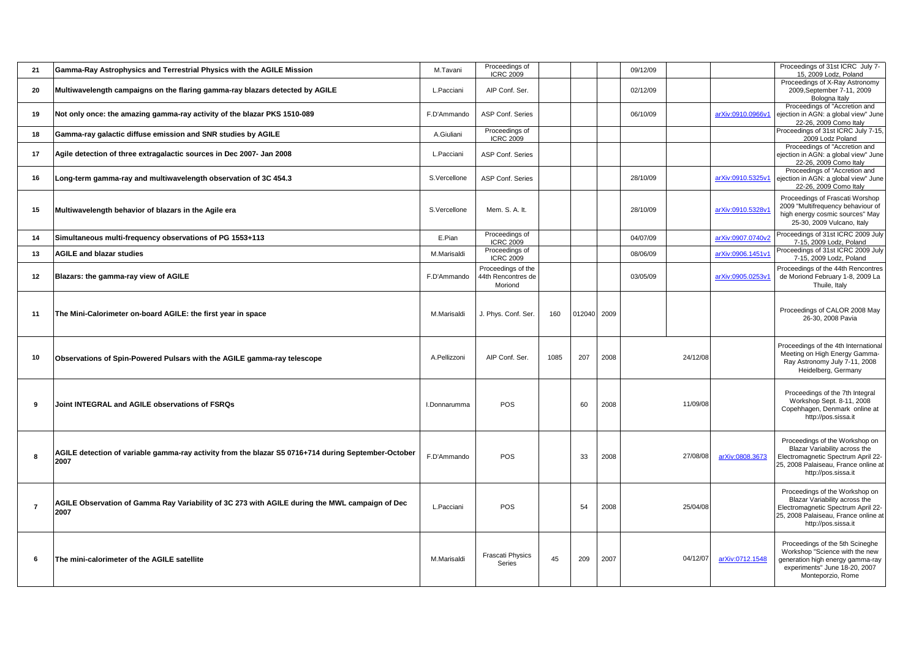| | | | | | | | | | | |
|---|---|---|---|---|---|---|---|---|---|---|
| 21 | Gamma-Ray Astrophysics and Terrestrial Physics with the AGILE Mission | M.Tavani | Proceedings of ICRC 2009 | | | | 09/12/09 | | | Proceedings of 31st ICRC July 7-15, 2009 Lodz, Poland |
| 20 | Multiwavelength campaigns on the flaring gamma-ray blazars detected by AGILE | L.Pacciani | AIP Conf. Ser. | | | | 02/12/09 | | | Proceedings of X-Ray Astronomy 2009,September 7-11, 2009 Bologna Italy |
| 19 | Not only once: the amazing gamma-ray activity of the blazar PKS 1510-089 | F.D'Ammando | ASP Conf. Series | | | | 06/10/09 | | arXiv:0910.0966v1 | Proceedings of "Accretion and ejection in AGN: a global view" June 22-26, 2009 Como Italy |
| 18 | Gamma-ray galactic diffuse emission and SNR studies by AGILE | A.Giuliani | Proceedings of ICRC 2009 | | | | | | | Proceedings of 31st ICRC July 7-15, 2009 Lodz Poland |
| 17 | Agile detection of three extragalactic sources in Dec 2007- Jan 2008 | L.Pacciani | ASP Conf. Series | | | | | | | Proceedings of "Accretion and ejection in AGN: a global view" June 22-26, 2009 Como Italy |
| 16 | Long-term gamma-ray and multiwavelength observation of 3C 454.3 | S.Vercellone | ASP Conf. Series | | | | 28/10/09 | | arXiv:0910.5325v1 | Proceedings of "Accretion and ejection in AGN: a global view" June 22-26, 2009 Como Italy |
| 15 | Multiwavelength behavior of blazars in the Agile era | S.Vercellone | Mem. S. A. It. | | | | 28/10/09 | | arXiv:0910.5328v1 | Proceedings of Frascati Worshop 2009 "Multifrequency behaviour of high energy cosmic sources" May 25-30, 2009 Vulcano, Italy |
| 14 | Simultaneous multi-frequency observations of PG 1553+113 | E.Pian | Proceedings of ICRC 2009 | | | | 04/07/09 | | arXiv:0907.0740v2 | Proceedings of 31st ICRC 2009 July 7-15, 2009 Lodz, Poland |
| 13 | AGILE and blazar studies | M.Marisaldi | Proceedings of ICRC 2009 | | | | 08/06/09 | | arXiv:0906.1451v1 | Proceedings of 31st ICRC 2009 July 7-15, 2009 Lodz, Poland |
| 12 | Blazars: the gamma-ray view of AGILE | F.D'Ammando | Proceedings of the 44th Rencontres de Moriond | | | | 03/05/09 | | arXiv:0905.0253v1 | Proceedings of the 44th Rencontres de Moriond February 1-8, 2009 La Thuile, Italy |
| 11 | The Mini-Calorimeter on-board AGILE: the first year in space | M.Marisaldi | J. Phys. Conf. Ser. | 160 | 012040 | 2009 | | | | Proceedings of CALOR 2008 May 26-30, 2008 Pavia |
| 10 | Observations of Spin-Powered Pulsars with the AGILE gamma-ray telescope | A.Pellizzoni | AIP Conf. Ser. | 1085 | 207 | 2008 | | 24/12/08 | | Proceedings of the 4th International Meeting on High Energy Gamma-Ray Astronomy July 7-11, 2008 Heidelberg, Germany |
| 9 | Joint INTEGRAL and AGILE observations of FSRQs | I.Donnarumma | POS | | 60 | 2008 | | 11/09/08 | | Proceedings of the 7th Integral Workshop Sept. 8-11, 2008 Copehhagen, Denmark online at http://pos.sissa.it |
| 8 | AGILE detection of variable gamma-ray activity from the blazar S5 0716+714 during September-October 2007 | F.D'Ammando | POS | | 33 | 2008 | | 27/08/08 | arXiv:0808.3673 | Proceedings of the Workshop on Blazar Variability across the Electromagnetic Spectrum April 22-25, 2008 Palaiseau, France online at http://pos.sissa.it |
| 7 | AGILE Observation of Gamma Ray Variability of 3C 273 with AGILE during the MWL campaign of Dec 2007 | L.Pacciani | POS | | 54 | 2008 | | 25/04/08 | | Proceedings of the Workshop on Blazar Variability across the Electromagnetic Spectrum April 22-25, 2008 Palaiseau, France online at http://pos.sissa.it |
| 6 | The mini-calorimeter of the AGILE satellite | M.Marisaldi | Frascati Physics Series | 45 | 209 | 2007 | | 04/12/07 | arXiv:0712.1548 | Proceedings of the 5th Scineghe Workshop "Science with the new generation high energy gamma-ray experiments" June 18-20, 2007 Monteporzio, Rome |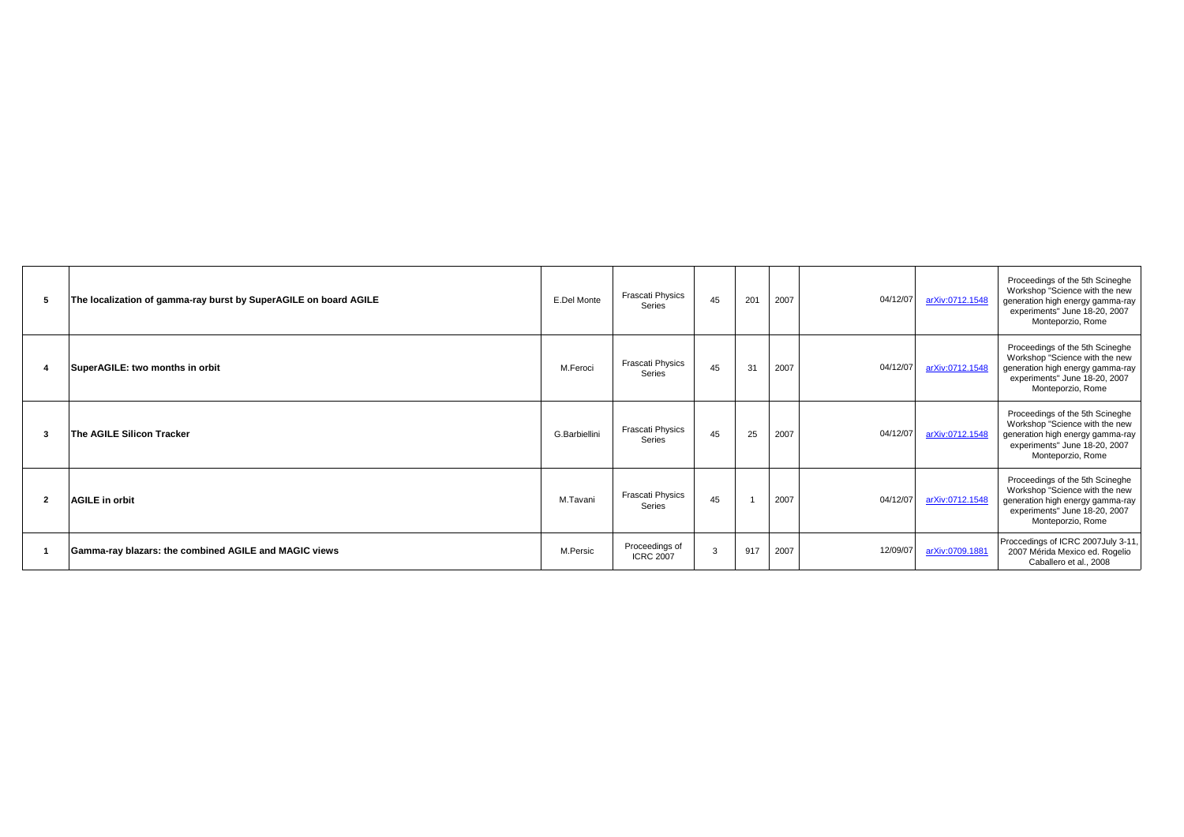| | | | | | | | | | |
|---|---|---|---|---|---|---|---|---|---|
| 5 | **The localization of gamma-ray burst by SuperAGILE on board AGILE** | E.Del Monte | Frascati Physics Series | 45 | 201 | 2007 | 04/12/07 | arXiv:0712.1548 | Proceedings of the 5th Scineghe Workshop "Science with the new generation high energy gamma-ray experiments" June 18-20, 2007 Monteporzio, Rome |
| 4 | **SuperAGILE: two months in orbit** | M.Feroci | Frascati Physics Series | 45 | 31 | 2007 | 04/12/07 | arXiv:0712.1548 | Proceedings of the 5th Scineghe Workshop "Science with the new generation high energy gamma-ray experiments" June 18-20, 2007 Monteporzio, Rome |
| 3 | **The AGILE Silicon Tracker** | G.Barbiellini | Frascati Physics Series | 45 | 25 | 2007 | 04/12/07 | arXiv:0712.1548 | Proceedings of the 5th Scineghe Workshop "Science with the new generation high energy gamma-ray experiments" June 18-20, 2007 Monteporzio, Rome |
| 2 | **AGILE in orbit** | M.Tavani | Frascati Physics Series | 45 | 1 | 2007 | 04/12/07 | arXiv:0712.1548 | Proceedings of the 5th Scineghe Workshop "Science with the new generation high energy gamma-ray experiments" June 18-20, 2007 Monteporzio, Rome |
| 1 | **Gamma-ray blazars: the combined AGILE and MAGIC views** | M.Persic | Proceedings of ICRC 2007 | 3 | 917 | 2007 | 12/09/07 | arXiv:0709.1881 | Proccedings of ICRC 2007July 3-11, 2007 Mérida Mexico ed. Rogelio Caballero et al., 2008 |